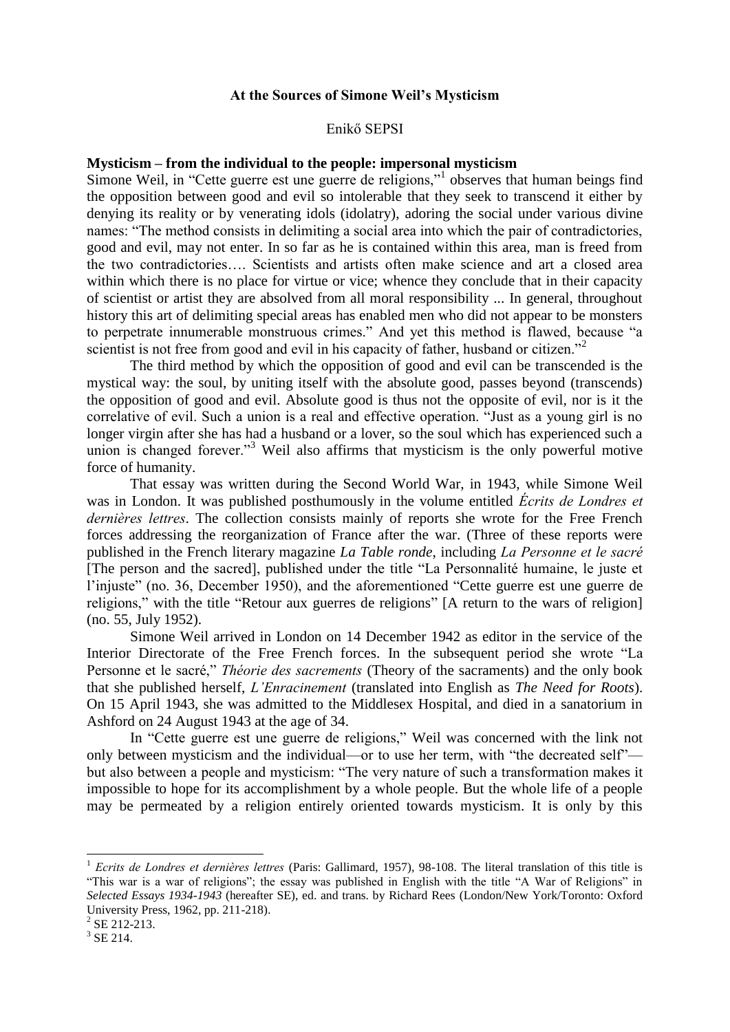**At the Sources of Simone Weil's Mysticism**

Enikő SEPSI

**Mysticism – from the individual to the people: impersonal mysticism**

Simone Weil, in "Cette guerre est une guerre de religions,"[1] observes that human beings find the opposition between good and evil so intolerable that they seek to transcend it either by denying its reality or by venerating idols (idolatry), adoring the social under various divine names: "The method consists in delimiting a social area into which the pair of contradictories, good and evil, may not enter. In so far as he is contained within this area, man is freed from the two contradictories…. Scientists and artists often make science and art a closed area within which there is no place for virtue or vice; whence they conclude that in their capacity of scientist or artist they are absolved from all moral responsibility ... In general, throughout history this art of delimiting special areas has enabled men who did not appear to be monsters to perpetrate innumerable monstruous crimes." And yet this method is flawed, because "a scientist is not free from good and evil in his capacity of father, husband or citizen."[2]

The third method by which the opposition of good and evil can be transcended is the mystical way: the soul, by uniting itself with the absolute good, passes beyond (transcends) the opposition of good and evil. Absolute good is thus not the opposite of evil, nor is it the correlative of evil. Such a union is a real and effective operation. "Just as a young girl is no longer virgin after she has had a husband or a lover, so the soul which has experienced such a union is changed forever."[3] Weil also affirms that mysticism is the only powerful motive force of humanity.

That essay was written during the Second World War, in 1943, while Simone Weil was in London. It was published posthumously in the volume entitled *Écrits de Londres et dernières lettres*. The collection consists mainly of reports she wrote for the Free French forces addressing the reorganization of France after the war. (Three of these reports were published in the French literary magazine *La Table ronde*, including *La Personne et le sacré* [The person and the sacred], published under the title "La Personnalité humaine, le juste et l'injuste" (no. 36, December 1950), and the aforementioned "Cette guerre est une guerre de religions," with the title "Retour aux guerres de religions" [A return to the wars of religion] (no. 55, July 1952).

Simone Weil arrived in London on 14 December 1942 as editor in the service of the Interior Directorate of the Free French forces. In the subsequent period she wrote "La Personne et le sacré," *Théorie des sacrements* (Theory of the sacraments) and the only book that she published herself, *L'Enracinement* (translated into English as *The Need for Roots*). On 15 April 1943, she was admitted to the Middlesex Hospital, and died in a sanatorium in Ashford on 24 August 1943 at the age of 34.

In "Cette guerre est une guerre de religions," Weil was concerned with the link not only between mysticism and the individual—or to use her term, with "the decreated self"—but also between a people and mysticism: "The very nature of such a transformation makes it impossible to hope for its accomplishment by a whole people. But the whole life of a people may be permeated by a religion entirely oriented towards mysticism. It is only by this

---

[1] *Ecrits de Londres et dernières lettres* (Paris: Gallimard, 1957), 98-108. The literal translation of this title is "This war is a war of religions"; the essay was published in English with the title "A War of Religions" in *Selected Essays 1934-1943* (hereafter SE), ed. and trans. by Richard Rees (London/New York/Toronto: Oxford University Press, 1962, pp. 211-218).

[2] SE 212-213.

[3] SE 214.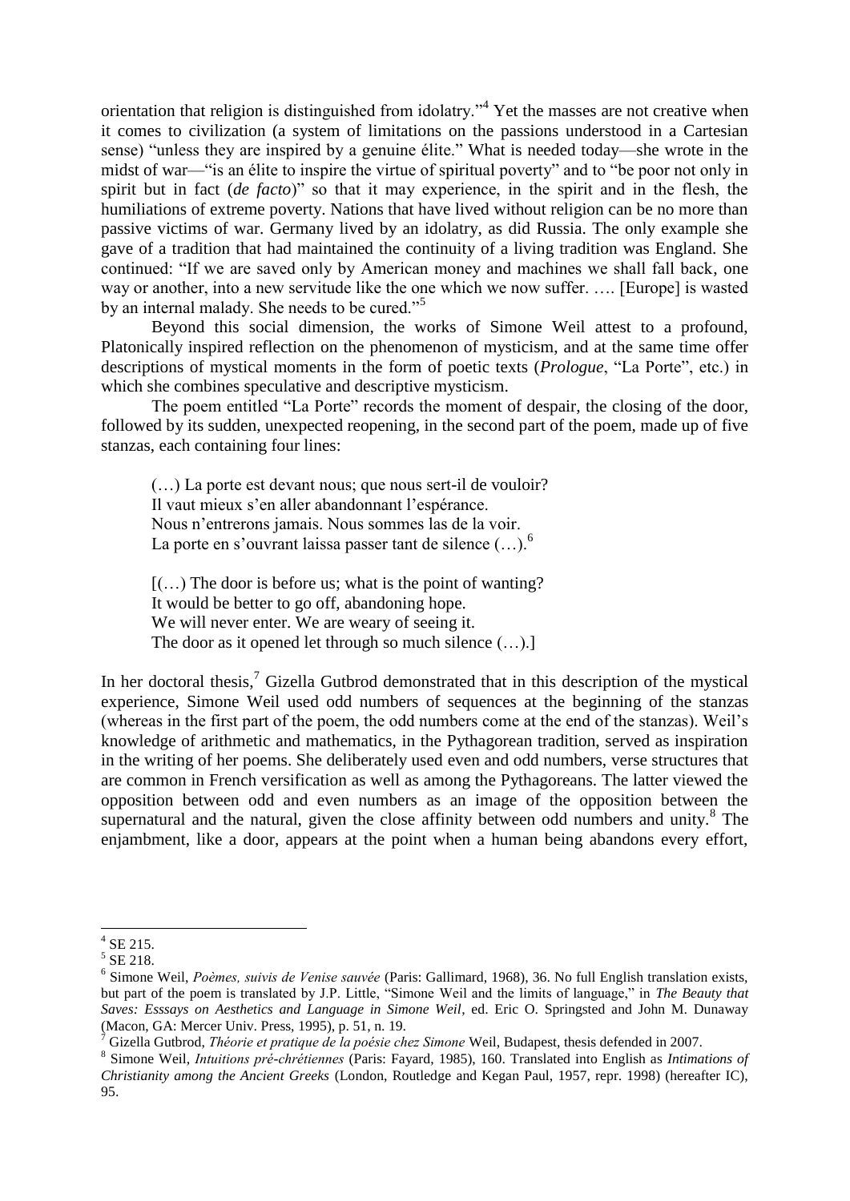orientation that religion is distinguished from idolatry."[4] Yet the masses are not creative when it comes to civilization (a system of limitations on the passions understood in a Cartesian sense) "unless they are inspired by a genuine élite." What is needed today—she wrote in the midst of war—"is an élite to inspire the virtue of spiritual poverty" and to "be poor not only in spirit but in fact (*de facto*)" so that it may experience, in the spirit and in the flesh, the humiliations of extreme poverty. Nations that have lived without religion can be no more than passive victims of war. Germany lived by an idolatry, as did Russia. The only example she gave of a tradition that had maintained the continuity of a living tradition was England. She continued: "If we are saved only by American money and machines we shall fall back, one way or another, into a new servitude like the one which we now suffer. …. [Europe] is wasted by an internal malady. She needs to be cured."[5]

Beyond this social dimension, the works of Simone Weil attest to a profound, Platonically inspired reflection on the phenomenon of mysticism, and at the same time offer descriptions of mystical moments in the form of poetic texts (*Prologue*, "La Porte", etc.) in which she combines speculative and descriptive mysticism.

The poem entitled "La Porte" records the moment of despair, the closing of the door, followed by its sudden, unexpected reopening, in the second part of the poem, made up of five stanzas, each containing four lines:

> (…) La porte est devant nous; que nous sert-il de vouloir?
> Il vaut mieux s'en aller abandonnant l'espérance.
> Nous n'entrerons jamais. Nous sommes las de la voir.
> La porte en s'ouvrant laissa passer tant de silence (…).[6]
>
> [(…) The door is before us; what is the point of wanting?
> It would be better to go off, abandoning hope.
> We will never enter. We are weary of seeing it.
> The door as it opened let through so much silence (…).]

In her doctoral thesis,[7] Gizella Gutbrod demonstrated that in this description of the mystical experience, Simone Weil used odd numbers of sequences at the beginning of the stanzas (whereas in the first part of the poem, the odd numbers come at the end of the stanzas). Weil's knowledge of arithmetic and mathematics, in the Pythagorean tradition, served as inspiration in the writing of her poems. She deliberately used even and odd numbers, verse structures that are common in French versification as well as among the Pythagoreans. The latter viewed the opposition between odd and even numbers as an image of the opposition between the supernatural and the natural, given the close affinity between odd numbers and unity.[8] The enjambment, like a door, appears at the point when a human being abandons every effort,

---

[4] SE 215.

[5] SE 218.

[6] Simone Weil, *Poèmes, suivis de Venise sauvée* (Paris: Gallimard, 1968), 36. No full English translation exists, but part of the poem is translated by J.P. Little, "Simone Weil and the limits of language," in *The Beauty that Saves: Esssays on Aesthetics and Language in Simone Weil*, ed. Eric O. Springsted and John M. Dunaway (Macon, GA: Mercer Univ. Press, 1995), p. 51, n. 19.

[7] Gizella Gutbrod, *Théorie et pratique de la poésie chez Simone* Weil, Budapest, thesis defended in 2007.

[8] Simone Weil, *Intuitions pré-chrétiennes* (Paris: Fayard, 1985), 160. Translated into English as *Intimations of Christianity among the Ancient Greeks* (London, Routledge and Kegan Paul, 1957, repr. 1998) (hereafter IC), 95.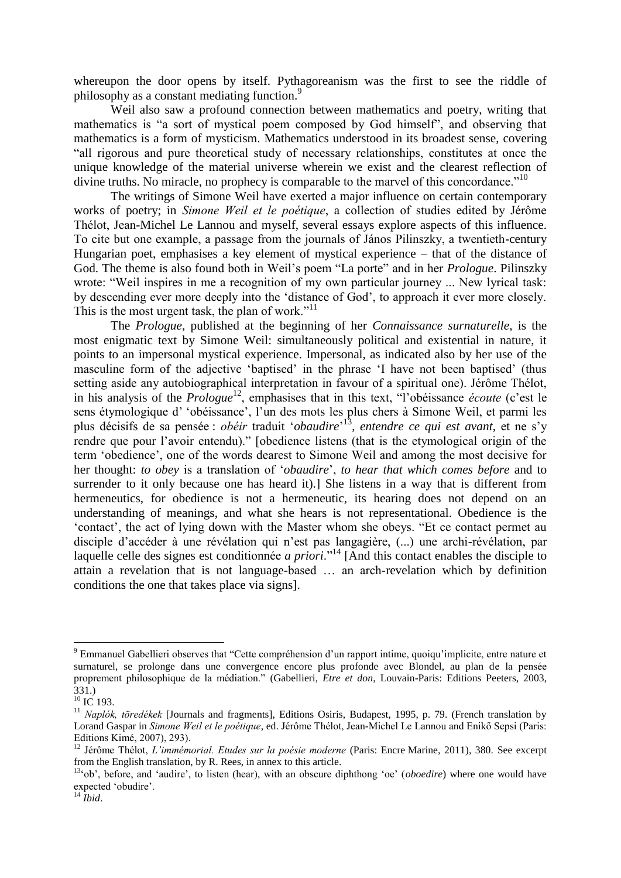whereupon the door opens by itself. Pythagoreanism was the first to see the riddle of philosophy as a constant mediating function.[9]

Weil also saw a profound connection between mathematics and poetry, writing that mathematics is "a sort of mystical poem composed by God himself", and observing that mathematics is a form of mysticism. Mathematics understood in its broadest sense, covering "all rigorous and pure theoretical study of necessary relationships, constitutes at once the unique knowledge of the material universe wherein we exist and the clearest reflection of divine truths. No miracle, no prophecy is comparable to the marvel of this concordance."[10]

The writings of Simone Weil have exerted a major influence on certain contemporary works of poetry; in *Simone Weil et le poétique*, a collection of studies edited by Jérôme Thélot, Jean-Michel Le Lannou and myself, several essays explore aspects of this influence. To cite but one example, a passage from the journals of János Pilinszky, a twentieth-century Hungarian poet, emphasises a key element of mystical experience – that of the distance of God. The theme is also found both in Weil's poem "La porte" and in her *Prologue*. Pilinszky wrote: "Weil inspires in me a recognition of my own particular journey ... New lyrical task: by descending ever more deeply into the 'distance of God', to approach it ever more closely. This is the most urgent task, the plan of work."[11]

The *Prologue*, published at the beginning of her *Connaissance surnaturelle*, is the most enigmatic text by Simone Weil: simultaneously political and existential in nature, it points to an impersonal mystical experience. Impersonal, as indicated also by her use of the masculine form of the adjective 'baptised' in the phrase 'I have not been baptised' (thus setting aside any autobiographical interpretation in favour of a spiritual one). Jérôme Thélot, in his analysis of the *Prologue*[12], emphasises that in this text, "l'obéissance *écoute* (c'est le sens étymologique d' 'obéissance', l'un des mots les plus chers à Simone Weil, et parmi les plus décisifs de sa pensée : *obéir* traduit '*obaudire*'[13], *entendre ce qui est avant*, et ne s'y rendre que pour l'avoir entendu)." [obedience listens (that is the etymological origin of the term 'obedience', one of the words dearest to Simone Weil and among the most decisive for her thought: *to obey* is a translation of '*obaudire*', *to hear that which comes before* and to surrender to it only because one has heard it).] She listens in a way that is different from hermeneutics, for obedience is not a hermeneutic, its hearing does not depend on an understanding of meanings, and what she hears is not representational. Obedience is the 'contact', the act of lying down with the Master whom she obeys. "Et ce contact permet au disciple d'accéder à une révélation qui n'est pas langagière, (...) une archi-révélation, par laquelle celle des signes est conditionnée *a priori*."[14] [And this contact enables the disciple to attain a revelation that is not language-based … an arch-revelation which by definition conditions the one that takes place via signs].

---

[9] Emmanuel Gabellieri observes that "Cette compréhension d'un rapport intime, quoiqu'implicite, entre nature et surnaturel, se prolonge dans une convergence encore plus profonde avec Blondel, au plan de la pensée proprement philosophique de la médiation." (Gabellieri, *Etre et don*, Louvain-Paris: Editions Peeters, 2003, 331.)

[10] IC 193.

[11] *Naplók, töredékek* [Journals and fragments], Editions Osiris, Budapest, 1995, p. 79. (French translation by Lorand Gaspar in *Simone Weil et le poétique*, ed. Jérôme Thélot, Jean-Michel Le Lannou and Enikő Sepsi (Paris: Editions Kimé, 2007), 293).

[12] Jérôme Thélot, *L'immémorial. Etudes sur la poésie moderne* (Paris: Encre Marine, 2011), 380. See excerpt from the English translation, by R. Rees, in annex to this article.

[13] 'ob', before, and 'audire', to listen (hear), with an obscure diphthong 'oe' (*oboedire*) where one would have expected 'obudire'.

[14] *Ibid*.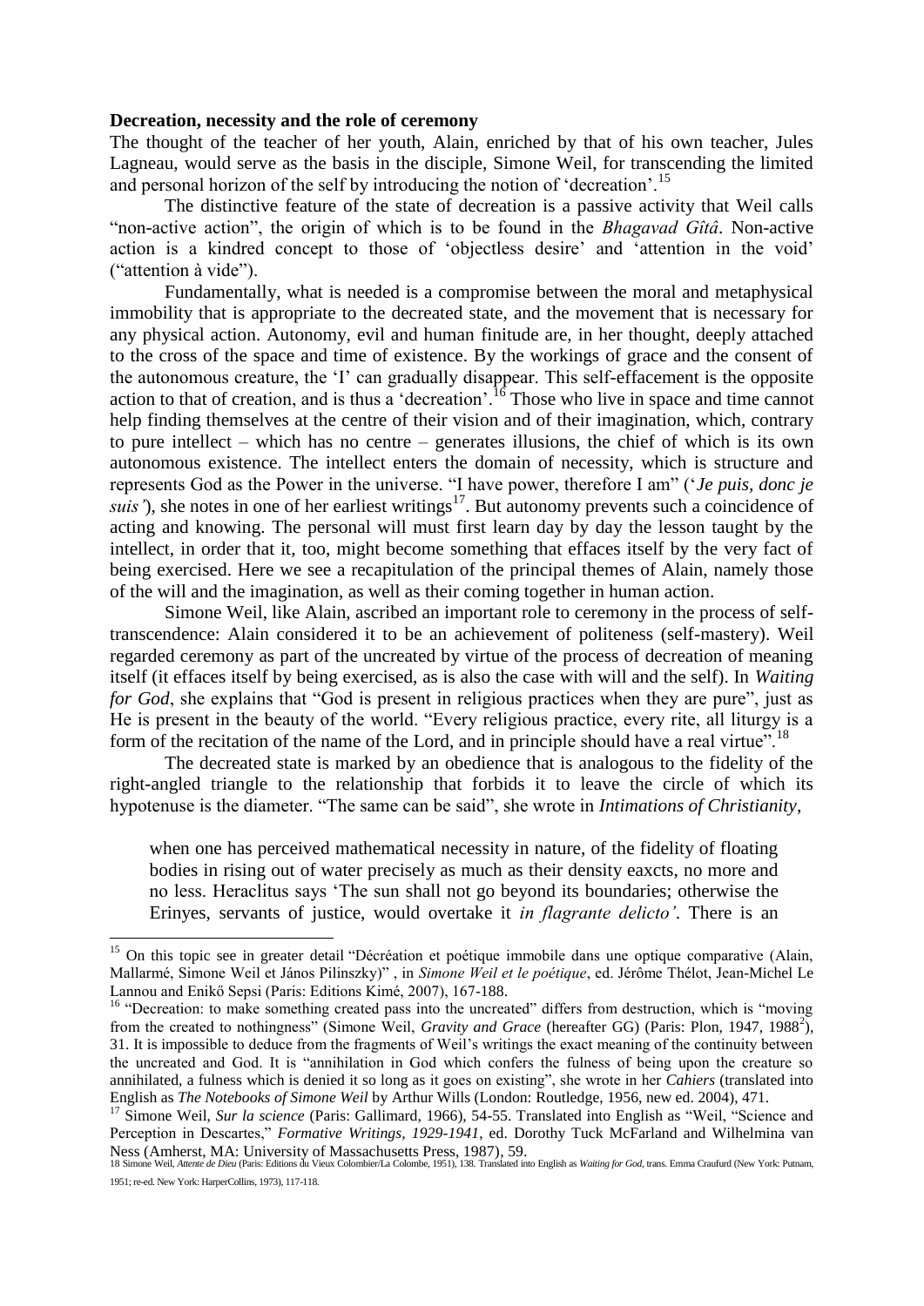**Decreation, necessity and the role of ceremony**

The thought of the teacher of her youth, Alain, enriched by that of his own teacher, Jules Lagneau, would serve as the basis in the disciple, Simone Weil, for transcending the limited and personal horizon of the self by introducing the notion of 'decreation'.[15]

The distinctive feature of the state of decreation is a passive activity that Weil calls "non-active action", the origin of which is to be found in the *Bhagavad Gîtâ*. Non-active action is a kindred concept to those of 'objectless desire' and 'attention in the void' ("attention à vide").

Fundamentally, what is needed is a compromise between the moral and metaphysical immobility that is appropriate to the decreated state, and the movement that is necessary for any physical action. Autonomy, evil and human finitude are, in her thought, deeply attached to the cross of the space and time of existence. By the workings of grace and the consent of the autonomous creature, the 'I' can gradually disappear. This self-effacement is the opposite action to that of creation, and is thus a 'decreation'.[16] Those who live in space and time cannot help finding themselves at the centre of their vision and of their imagination, which, contrary to pure intellect – which has no centre – generates illusions, the chief of which is its own autonomous existence. The intellect enters the domain of necessity, which is structure and represents God as the Power in the universe. "I have power, therefore I am" ('*Je puis, donc je suis'*), she notes in one of her earliest writings[17]. But autonomy prevents such a coincidence of acting and knowing. The personal will must first learn day by day the lesson taught by the intellect, in order that it, too, might become something that effaces itself by the very fact of being exercised. Here we see a recapitulation of the principal themes of Alain, namely those of the will and the imagination, as well as their coming together in human action.

Simone Weil, like Alain, ascribed an important role to ceremony in the process of self-transcendence: Alain considered it to be an achievement of politeness (self-mastery). Weil regarded ceremony as part of the uncreated by virtue of the process of decreation of meaning itself (it effaces itself by being exercised, as is also the case with will and the self). In *Waiting for God*, she explains that "God is present in religious practices when they are pure", just as He is present in the beauty of the world. "Every religious practice, every rite, all liturgy is a form of the recitation of the name of the Lord, and in principle should have a real virtue".[18]

The decreated state is marked by an obedience that is analogous to the fidelity of the right-angled triangle to the relationship that forbids it to leave the circle of which its hypotenuse is the diameter. "The same can be said", she wrote in *Intimations of Christianity*,

> when one has perceived mathematical necessity in nature, of the fidelity of floating bodies in rising out of water precisely as much as their density eaxcts, no more and no less. Heraclitus says 'The sun shall not go beyond its boundaries; otherwise the Erinyes, servants of justice, would overtake it *in flagrante delicto'*. There is an

---

[15] On this topic see in greater detail "Décréation et poétique immobile dans une optique comparative (Alain, Mallarmé, Simone Weil et János Pilinszky)" , in *Simone Weil et le poétique*, ed. Jérôme Thélot, Jean-Michel Le Lannou and Enikő Sepsi (Paris: Editions Kimé, 2007), 167-188.

[16] "Decreation: to make something created pass into the uncreated" differs from destruction, which is "moving from the created to nothingness" (Simone Weil, *Gravity and Grace* (hereafter GG) (Paris: Plon, 1947, 1988[2]), 31. It is impossible to deduce from the fragments of Weil's writings the exact meaning of the continuity between the uncreated and God. It is "annihilation in God which confers the fulness of being upon the creature so annihilated, a fulness which is denied it so long as it goes on existing", she wrote in her *Cahiers* (translated into English as *The Notebooks of Simone Weil* by Arthur Wills (London: Routledge, 1956, new ed. 2004), 471.

[17] Simone Weil, *Sur la science* (Paris: Gallimard, 1966), 54-55. Translated into English as "Weil, "Science and Perception in Descartes," *Formative Writings, 1929-1941*, ed. Dorothy Tuck McFarland and Wilhelmina van Ness (Amherst, MA: University of Massachusetts Press, 1987), 59.

[18] Simone Weil, *Attente de Dieu* (Paris: Editions du Vieux Colombier/La Colombe, 1951), 138. Translated into English as *Waiting for God*, trans. Emma Craufurd (New York: Putnam, 1951; re-ed. New York: HarperCollins, 1973), 117-118.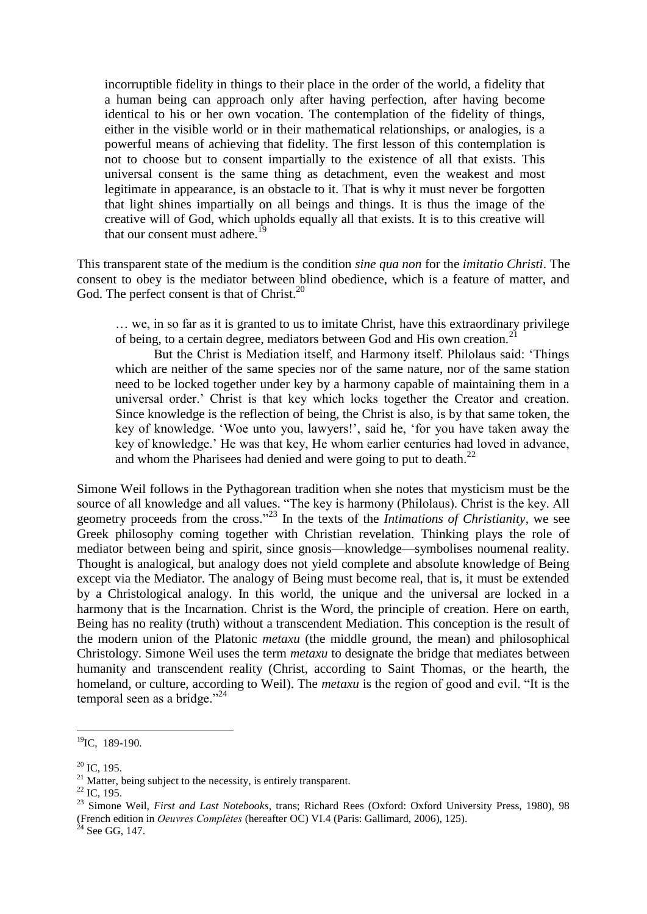> incorruptible fidelity in things to their place in the order of the world, a fidelity that a human being can approach only after having perfection, after having become identical to his or her own vocation. The contemplation of the fidelity of things, either in the visible world or in their mathematical relationships, or analogies, is a powerful means of achieving that fidelity. The first lesson of this contemplation is not to choose but to consent impartially to the existence of all that exists. This universal consent is the same thing as detachment, even the weakest and most legitimate in appearance, is an obstacle to it. That is why it must never be forgotten that light shines impartially on all beings and things. It is thus the image of the creative will of God, which upholds equally all that exists. It is to this creative will that our consent must adhere.[19]

This transparent state of the medium is the condition *sine qua non* for the *imitatio Christi*. The consent to obey is the mediator between blind obedience, which is a feature of matter, and God. The perfect consent is that of Christ.[20]

> … we, in so far as it is granted to us to imitate Christ, have this extraordinary privilege of being, to a certain degree, mediators between God and His own creation.[21]
>
> But the Christ is Mediation itself, and Harmony itself. Philolaus said: 'Things which are neither of the same species nor of the same nature, nor of the same station need to be locked together under key by a harmony capable of maintaining them in a universal order.' Christ is that key which locks together the Creator and creation. Since knowledge is the reflection of being, the Christ is also, is by that same token, the key of knowledge. 'Woe unto you, lawyers!', said he, 'for you have taken away the key of knowledge.' He was that key, He whom earlier centuries had loved in advance, and whom the Pharisees had denied and were going to put to death.[22]

Simone Weil follows in the Pythagorean tradition when she notes that mysticism must be the source of all knowledge and all values. "The key is harmony (Philolaus). Christ is the key. All geometry proceeds from the cross."[23] In the texts of the *Intimations of Christianity*, we see Greek philosophy coming together with Christian revelation. Thinking plays the role of mediator between being and spirit, since gnosis—knowledge—symbolises noumenal reality. Thought is analogical, but analogy does not yield complete and absolute knowledge of Being except via the Mediator. The analogy of Being must become real, that is, it must be extended by a Christological analogy. In this world, the unique and the universal are locked in a harmony that is the Incarnation. Christ is the Word, the principle of creation. Here on earth, Being has no reality (truth) without a transcendent Mediation. This conception is the result of the modern union of the Platonic *metaxu* (the middle ground, the mean) and philosophical Christology. Simone Weil uses the term *metaxu* to designate the bridge that mediates between humanity and transcendent reality (Christ, according to Saint Thomas, or the hearth, the homeland, or culture, according to Weil). The *metaxu* is the region of good and evil. "It is the temporal seen as a bridge."[24]

---

[19] IC, 189-190.

[20] IC, 195.

[21] Matter, being subject to the necessity, is entirely transparent.

[22] IC, 195.

[23] Simone Weil, *First and Last Notebooks*, trans; Richard Rees (Oxford: Oxford University Press, 1980), 98 (French edition in *Oeuvres Complètes* (hereafter OC) VI.4 (Paris: Gallimard, 2006), 125).

[24] See GG, 147.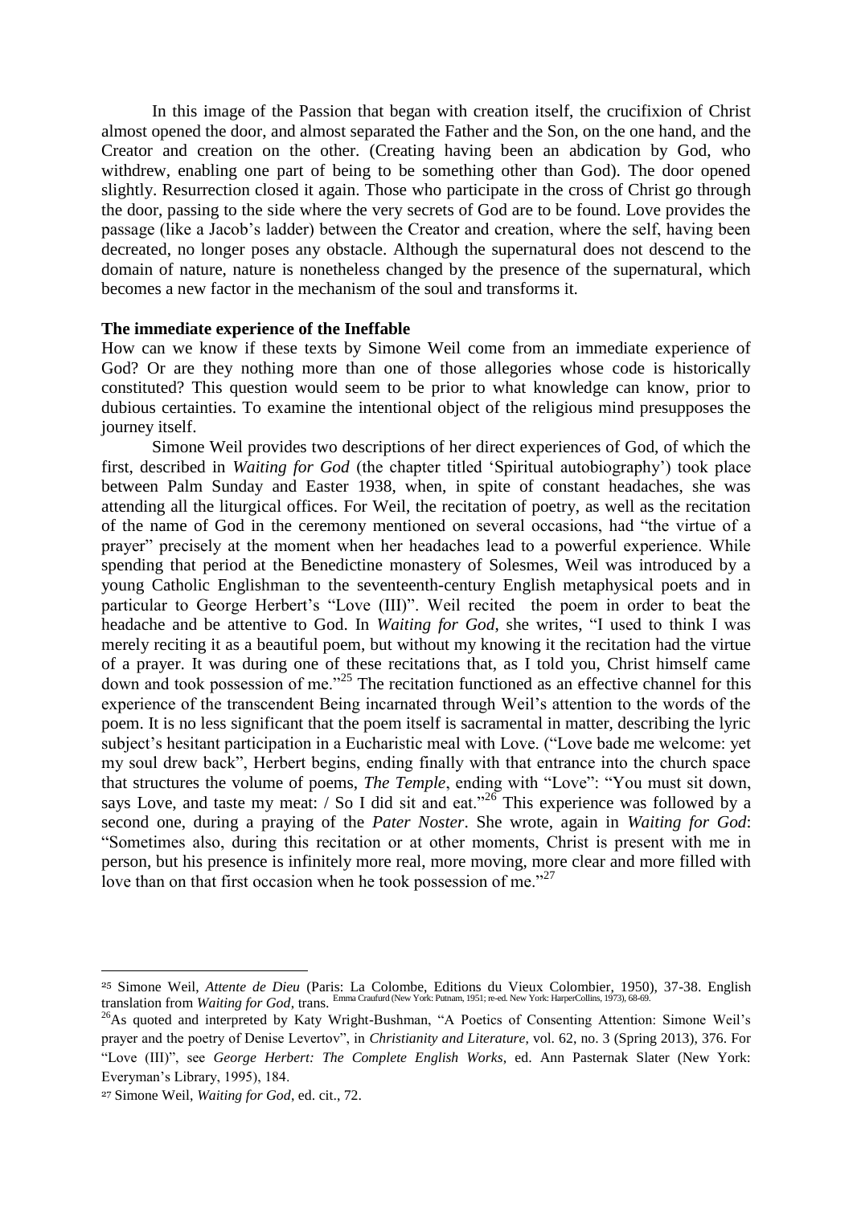In this image of the Passion that began with creation itself, the crucifixion of Christ almost opened the door, and almost separated the Father and the Son, on the one hand, and the Creator and creation on the other. (Creating having been an abdication by God, who withdrew, enabling one part of being to be something other than God). The door opened slightly. Resurrection closed it again. Those who participate in the cross of Christ go through the door, passing to the side where the very secrets of God are to be found. Love provides the passage (like a Jacob's ladder) between the Creator and creation, where the self, having been decreated, no longer poses any obstacle. Although the supernatural does not descend to the domain of nature, nature is nonetheless changed by the presence of the supernatural, which becomes a new factor in the mechanism of the soul and transforms it.

**The immediate experience of the Ineffable**

How can we know if these texts by Simone Weil come from an immediate experience of God? Or are they nothing more than one of those allegories whose code is historically constituted? This question would seem to be prior to what knowledge can know, prior to dubious certainties. To examine the intentional object of the religious mind presupposes the journey itself.

Simone Weil provides two descriptions of her direct experiences of God, of which the first, described in *Waiting for God* (the chapter titled 'Spiritual autobiography') took place between Palm Sunday and Easter 1938, when, in spite of constant headaches, she was attending all the liturgical offices. For Weil, the recitation of poetry, as well as the recitation of the name of God in the ceremony mentioned on several occasions, had "the virtue of a prayer" precisely at the moment when her headaches lead to a powerful experience. While spending that period at the Benedictine monastery of Solesmes, Weil was introduced by a young Catholic Englishman to the seventeenth-century English metaphysical poets and in particular to George Herbert's "Love (III)". Weil recited the poem in order to beat the headache and be attentive to God. In *Waiting for God*, she writes, "I used to think I was merely reciting it as a beautiful poem, but without my knowing it the recitation had the virtue of a prayer. It was during one of these recitations that, as I told you, Christ himself came down and took possession of me."[25] The recitation functioned as an effective channel for this experience of the transcendent Being incarnated through Weil's attention to the words of the poem. It is no less significant that the poem itself is sacramental in matter, describing the lyric subject's hesitant participation in a Eucharistic meal with Love. ("Love bade me welcome: yet my soul drew back", Herbert begins, ending finally with that entrance into the church space that structures the volume of poems, *The Temple*, ending with "Love": "You must sit down, says Love, and taste my meat: / So I did sit and eat."[26] This experience was followed by a second one, during a praying of the *Pater Noster*. She wrote, again in *Waiting for God*: "Sometimes also, during this recitation or at other moments, Christ is present with me in person, but his presence is infinitely more real, more moving, more clear and more filled with love than on that first occasion when he took possession of me."[27]

---

[25] Simone Weil, *Attente de Dieu* (Paris: La Colombe, Editions du Vieux Colombier, 1950), 37-38. English translation from *Waiting for God*, trans. Emma Craufurd (New York: Putnam, 1951; re-ed. New York: HarperCollins, 1973), 68-69.

[26] As quoted and interpreted by Katy Wright-Bushman, "A Poetics of Consenting Attention: Simone Weil's prayer and the poetry of Denise Levertov", in *Christianity and Literature*, vol. 62, no. 3 (Spring 2013), 376. For "Love (III)", see *George Herbert: The Complete English Works*, ed. Ann Pasternak Slater (New York: Everyman's Library, 1995), 184.

[27] Simone Weil, *Waiting for God*, ed. cit., 72.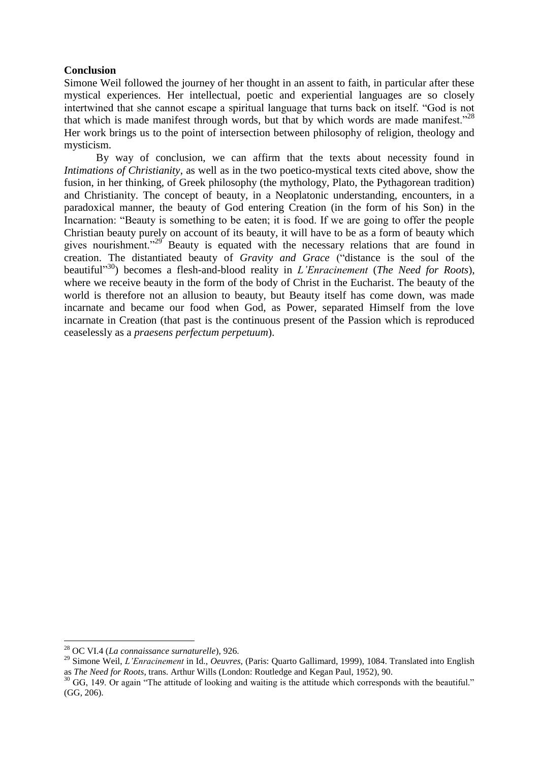**Conclusion**

Simone Weil followed the journey of her thought in an assent to faith, in particular after these mystical experiences. Her intellectual, poetic and experiential languages are so closely intertwined that she cannot escape a spiritual language that turns back on itself. "God is not that which is made manifest through words, but that by which words are made manifest."[28] Her work brings us to the point of intersection between philosophy of religion, theology and mysticism.

By way of conclusion, we can affirm that the texts about necessity found in *Intimations of Christianity*, as well as in the two poetico-mystical texts cited above, show the fusion, in her thinking, of Greek philosophy (the mythology, Plato, the Pythagorean tradition) and Christianity. The concept of beauty, in a Neoplatonic understanding, encounters, in a paradoxical manner, the beauty of God entering Creation (in the form of his Son) in the Incarnation: "Beauty is something to be eaten; it is food. If we are going to offer the people Christian beauty purely on account of its beauty, it will have to be as a form of beauty which gives nourishment."[29] Beauty is equated with the necessary relations that are found in creation. The distantiated beauty of *Gravity and Grace* ("distance is the soul of the beautiful"[30]) becomes a flesh-and-blood reality in *L'Enracinement* (*The Need for Roots*), where we receive beauty in the form of the body of Christ in the Eucharist. The beauty of the world is therefore not an allusion to beauty, but Beauty itself has come down, was made incarnate and became our food when God, as Power, separated Himself from the love incarnate in Creation (that past is the continuous present of the Passion which is reproduced ceaselessly as a *praesens perfectum perpetuum*).

---

[28] OC VI.4 (*La connaissance surnaturelle*), 926.

[29] Simone Weil, *L'Enracinement* in Id., *Oeuvres*, (Paris: Quarto Gallimard, 1999), 1084. Translated into English as *The Need for Roots*, trans. Arthur Wills (London: Routledge and Kegan Paul, 1952), 90.

[30] GG, 149. Or again "The attitude of looking and waiting is the attitude which corresponds with the beautiful." (GG, 206).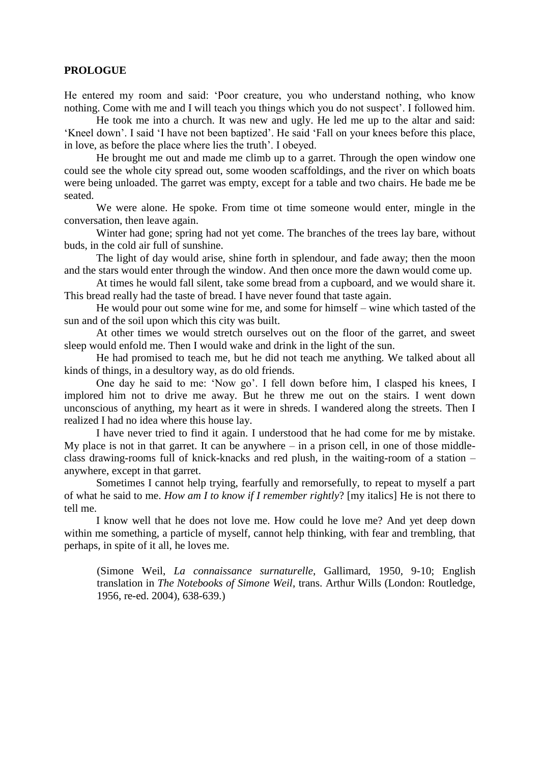**PROLOGUE**

He entered my room and said: 'Poor creature, you who understand nothing, who know nothing. Come with me and I will teach you things which you do not suspect'. I followed him.

He took me into a church. It was new and ugly. He led me up to the altar and said: 'Kneel down'. I said 'I have not been baptized'. He said 'Fall on your knees before this place, in love, as before the place where lies the truth'. I obeyed.

He brought me out and made me climb up to a garret. Through the open window one could see the whole city spread out, some wooden scaffoldings, and the river on which boats were being unloaded. The garret was empty, except for a table and two chairs. He bade me be seated.

We were alone. He spoke. From time ot time someone would enter, mingle in the conversation, then leave again.

Winter had gone; spring had not yet come. The branches of the trees lay bare, without buds, in the cold air full of sunshine.

The light of day would arise, shine forth in splendour, and fade away; then the moon and the stars would enter through the window. And then once more the dawn would come up.

At times he would fall silent, take some bread from a cupboard, and we would share it. This bread really had the taste of bread. I have never found that taste again.

He would pour out some wine for me, and some for himself – wine which tasted of the sun and of the soil upon which this city was built.

At other times we would stretch ourselves out on the floor of the garret, and sweet sleep would enfold me. Then I would wake and drink in the light of the sun.

He had promised to teach me, but he did not teach me anything. We talked about all kinds of things, in a desultory way, as do old friends.

One day he said to me: 'Now go'. I fell down before him, I clasped his knees, I implored him not to drive me away. But he threw me out on the stairs. I went down unconscious of anything, my heart as it were in shreds. I wandered along the streets. Then I realized I had no idea where this house lay.

I have never tried to find it again. I understood that he had come for me by mistake. My place is not in that garret. It can be anywhere – in a prison cell, in one of those middle-class drawing-rooms full of knick-knacks and red plush, in the waiting-room of a station – anywhere, except in that garret.

Sometimes I cannot help trying, fearfully and remorsefully, to repeat to myself a part of what he said to me. *How am I to know if I remember rightly*? [my italics] He is not there to tell me.

I know well that he does not love me. How could he love me? And yet deep down within me something, a particle of myself, cannot help thinking, with fear and trembling, that perhaps, in spite of it all, he loves me.

> (Simone Weil, *La connaissance surnaturelle*, Gallimard, 1950, 9-10; English translation in *The Notebooks of Simone Weil*, trans. Arthur Wills (London: Routledge, 1956, re-ed. 2004), 638-639.)